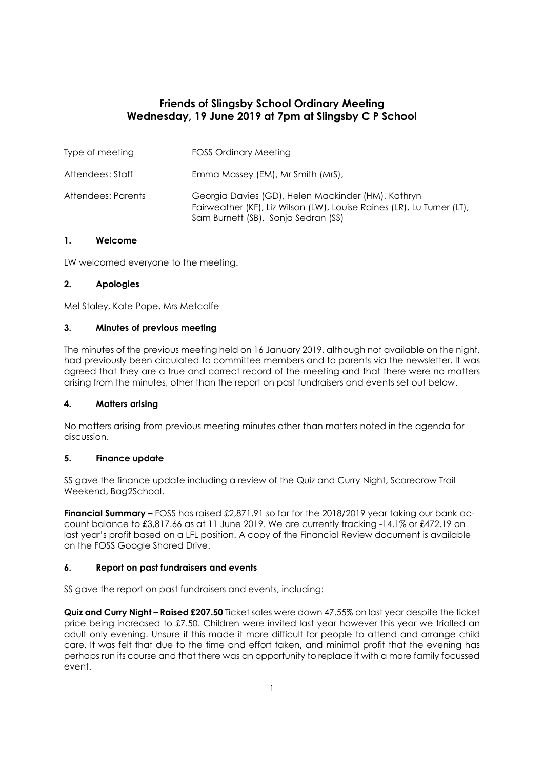# Friends of Slingsby School Ordinary Meeting
## Wednesday, 19 June 2019 at 7pm at Slingsby C P School

| | |
|---|---|
| Type of meeting | FOSS Ordinary Meeting |
| Attendees: Staff | Emma Massey (EM), Mr Smith (MrS), |
| Attendees: Parents | Georgia Davies (GD), Helen Mackinder (HM), Kathryn Fairweather (KF), Liz Wilson (LW), Louise Raines (LR), Lu Turner (LT), Sam Burnett (SB), Sonja Sedran (SS) |

### 1. Welcome

LW welcomed everyone to the meeting.

### 2. Apologies

Mel Staley, Kate Pope, Mrs Metcalfe

### 3. Minutes of previous meeting

The minutes of the previous meeting held on 16 January 2019, although not available on the night, had previously been circulated to committee members and to parents via the newsletter. It was agreed that they are a true and correct record of the meeting and that there were no matters arising from the minutes, other than the report on past fundraisers and events set out below.

### 4. Matters arising

No matters arising from previous meeting minutes other than matters noted in the agenda for discussion.

### 5. Finance update

SS gave the finance update including a review of the Quiz and Curry Night, Scarecrow Trail Weekend, Bag2School.

**Financial Summary –** FOSS has raised £2,871.91 so far for the 2018/2019 year taking our bank account balance to £3,817.66 as at 11 June 2019. We are currently tracking -14.1% or £472.19 on last year's profit based on a LFL position. A copy of the Financial Review document is available on the FOSS Google Shared Drive.

### 6. Report on past fundraisers and events

SS gave the report on past fundraisers and events, including:

**Quiz and Curry Night – Raised £207.50** Ticket sales were down 47.55% on last year despite the ticket price being increased to £7.50. Children were invited last year however this year we trialled an adult only evening. Unsure if this made it more difficult for people to attend and arrange child care. It was felt that due to the time and effort taken, and minimal profit that the evening has perhaps run its course and that there was an opportunity to replace it with a more family focussed event.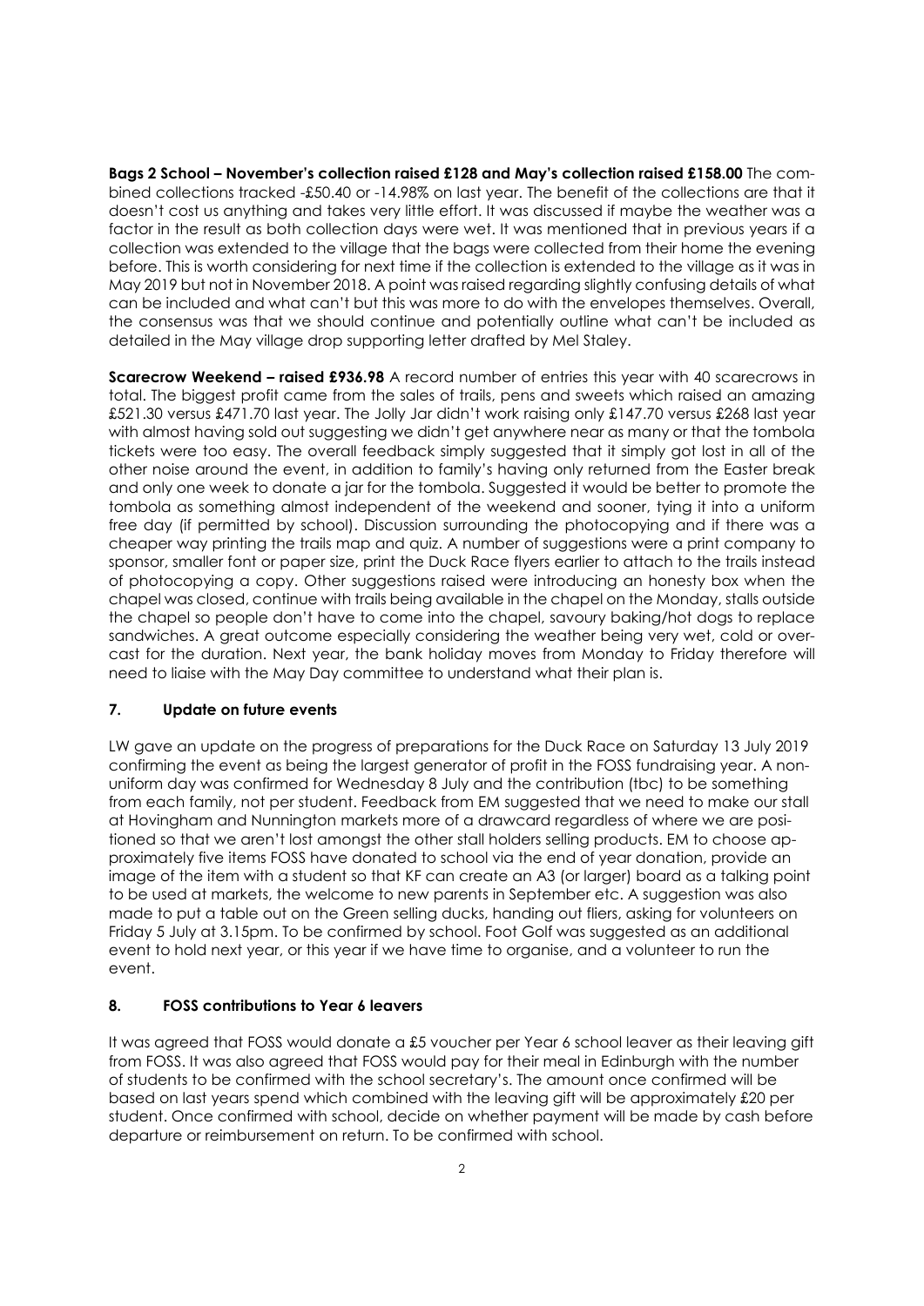**Bags 2 School – November's collection raised £128 and May's collection raised £158.00** The combined collections tracked -£50.40 or -14.98% on last year. The benefit of the collections are that it doesn't cost us anything and takes very little effort. It was discussed if maybe the weather was a factor in the result as both collection days were wet. It was mentioned that in previous years if a collection was extended to the village that the bags were collected from their home the evening before. This is worth considering for next time if the collection is extended to the village as it was in May 2019 but not in November 2018. A point was raised regarding slightly confusing details of what can be included and what can't but this was more to do with the envelopes themselves. Overall, the consensus was that we should continue and potentially outline what can't be included as detailed in the May village drop supporting letter drafted by Mel Staley.

**Scarecrow Weekend – raised £936.98** A record number of entries this year with 40 scarecrows in total. The biggest profit came from the sales of trails, pens and sweets which raised an amazing £521.30 versus £471.70 last year. The Jolly Jar didn't work raising only £147.70 versus £268 last year with almost having sold out suggesting we didn't get anywhere near as many or that the tombola tickets were too easy. The overall feedback simply suggested that it simply got lost in all of the other noise around the event, in addition to family's having only returned from the Easter break and only one week to donate a jar for the tombola. Suggested it would be better to promote the tombola as something almost independent of the weekend and sooner, tying it into a uniform free day (if permitted by school). Discussion surrounding the photocopying and if there was a cheaper way printing the trails map and quiz. A number of suggestions were a print company to sponsor, smaller font or paper size, print the Duck Race flyers earlier to attach to the trails instead of photocopying a copy. Other suggestions raised were introducing an honesty box when the chapel was closed, continue with trails being available in the chapel on the Monday, stalls outside the chapel so people don't have to come into the chapel, savoury baking/hot dogs to replace sandwiches. A great outcome especially considering the weather being very wet, cold or overcast for the duration. Next year, the bank holiday moves from Monday to Friday therefore will need to liaise with the May Day committee to understand what their plan is.

## 7. Update on future events

LW gave an update on the progress of preparations for the Duck Race on Saturday 13 July 2019 confirming the event as being the largest generator of profit in the FOSS fundraising year. A non-uniform day was confirmed for Wednesday 8 July and the contribution (tbc) to be something from each family, not per student. Feedback from EM suggested that we need to make our stall at Hovingham and Nunnington markets more of a drawcard regardless of where we are positioned so that we aren't lost amongst the other stall holders selling products. EM to choose approximately five items FOSS have donated to school via the end of year donation, provide an image of the item with a student so that KF can create an A3 (or larger) board as a talking point to be used at markets, the welcome to new parents in September etc. A suggestion was also made to put a table out on the Green selling ducks, handing out fliers, asking for volunteers on Friday 5 July at 3.15pm. To be confirmed by school. Foot Golf was suggested as an additional event to hold next year, or this year if we have time to organise, and a volunteer to run the event.

## 8. FOSS contributions to Year 6 leavers

It was agreed that FOSS would donate a £5 voucher per Year 6 school leaver as their leaving gift from FOSS. It was also agreed that FOSS would pay for their meal in Edinburgh with the number of students to be confirmed with the school secretary's. The amount once confirmed will be based on last years spend which combined with the leaving gift will be approximately £20 per student. Once confirmed with school, decide on whether payment will be made by cash before departure or reimbursement on return. To be confirmed with school.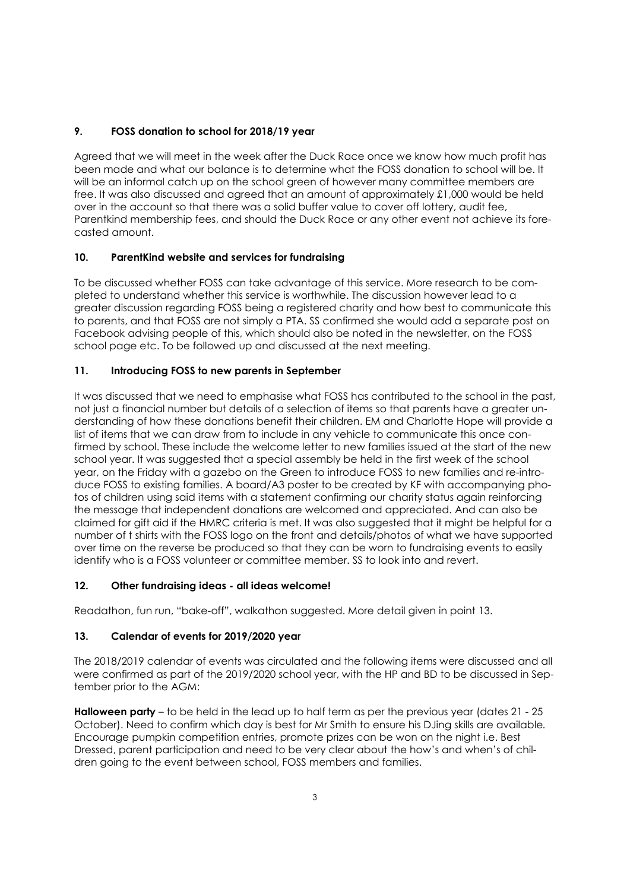### 9. FOSS donation to school for 2018/19 year

Agreed that we will meet in the week after the Duck Race once we know how much profit has been made and what our balance is to determine what the FOSS donation to school will be. It will be an informal catch up on the school green of however many committee members are free. It was also discussed and agreed that an amount of approximately £1,000 would be held over in the account so that there was a solid buffer value to cover off lottery, audit fee, Parentkind membership fees, and should the Duck Race or any other event not achieve its forecasted amount.

### 10. ParentKind website and services for fundraising

To be discussed whether FOSS can take advantage of this service. More research to be completed to understand whether this service is worthwhile. The discussion however lead to a greater discussion regarding FOSS being a registered charity and how best to communicate this to parents, and that FOSS are not simply a PTA. SS confirmed she would add a separate post on Facebook advising people of this, which should also be noted in the newsletter, on the FOSS school page etc. To be followed up and discussed at the next meeting.

### 11. Introducing FOSS to new parents in September

It was discussed that we need to emphasise what FOSS has contributed to the school in the past, not just a financial number but details of a selection of items so that parents have a greater understanding of how these donations benefit their children. EM and Charlotte Hope will provide a list of items that we can draw from to include in any vehicle to communicate this once confirmed by school. These include the welcome letter to new families issued at the start of the new school year. It was suggested that a special assembly be held in the first week of the school year, on the Friday with a gazebo on the Green to introduce FOSS to new families and re-introduce FOSS to existing families. A board/A3 poster to be created by KF with accompanying photos of children using said items with a statement confirming our charity status again reinforcing the message that independent donations are welcomed and appreciated. And can also be claimed for gift aid if the HMRC criteria is met. It was also suggested that it might be helpful for a number of t shirts with the FOSS logo on the front and details/photos of what we have supported over time on the reverse be produced so that they can be worn to fundraising events to easily identify who is a FOSS volunteer or committee member. SS to look into and revert.

### 12. Other fundraising ideas - all ideas welcome!

Readathon, fun run, "bake-off", walkathon suggested. More detail given in point 13.

### 13. Calendar of events for 2019/2020 year

The 2018/2019 calendar of events was circulated and the following items were discussed and all were confirmed as part of the 2019/2020 school year, with the HP and BD to be discussed in September prior to the AGM:

**Halloween party** – to be held in the lead up to half term as per the previous year (dates 21 - 25 October). Need to confirm which day is best for Mr Smith to ensure his DJing skills are available. Encourage pumpkin competition entries, promote prizes can be won on the night i.e. Best Dressed, parent participation and need to be very clear about the how's and when's of children going to the event between school, FOSS members and families.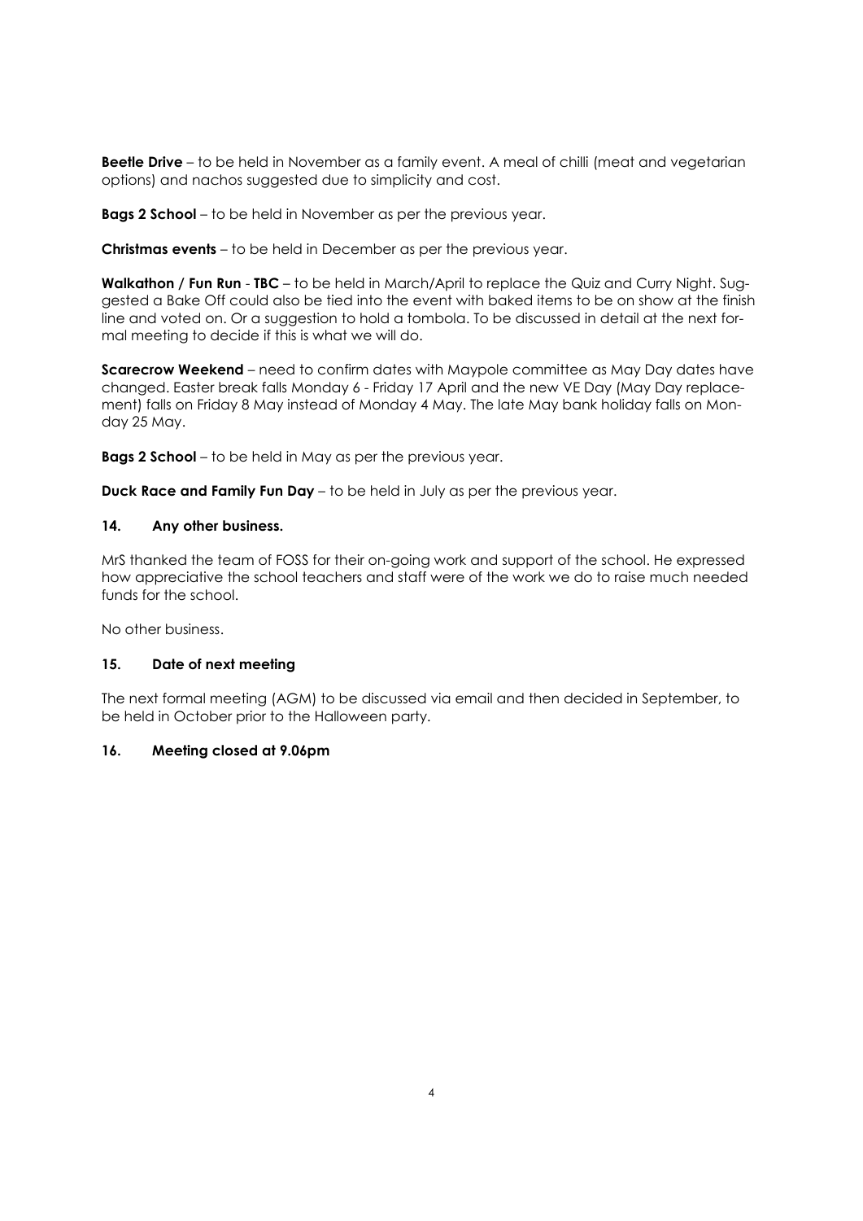**Beetle Drive** – to be held in November as a family event. A meal of chilli (meat and vegetarian options) and nachos suggested due to simplicity and cost.

**Bags 2 School** – to be held in November as per the previous year.

**Christmas events** – to be held in December as per the previous year.

**Walkathon / Fun Run** - **TBC** – to be held in March/April to replace the Quiz and Curry Night. Suggested a Bake Off could also be tied into the event with baked items to be on show at the finish line and voted on. Or a suggestion to hold a tombola. To be discussed in detail at the next formal meeting to decide if this is what we will do.

**Scarecrow Weekend** – need to confirm dates with Maypole committee as May Day dates have changed. Easter break falls Monday 6 - Friday 17 April and the new VE Day (May Day replacement) falls on Friday 8 May instead of Monday 4 May. The late May bank holiday falls on Monday 25 May.

**Bags 2 School** – to be held in May as per the previous year.

**Duck Race and Family Fun Day** – to be held in July as per the previous year.

### 14. Any other business.

MrS thanked the team of FOSS for their on-going work and support of the school. He expressed how appreciative the school teachers and staff were of the work we do to raise much needed funds for the school.

No other business.

### 15. Date of next meeting

The next formal meeting (AGM) to be discussed via email and then decided in September, to be held in October prior to the Halloween party.

### 16. Meeting closed at 9.06pm